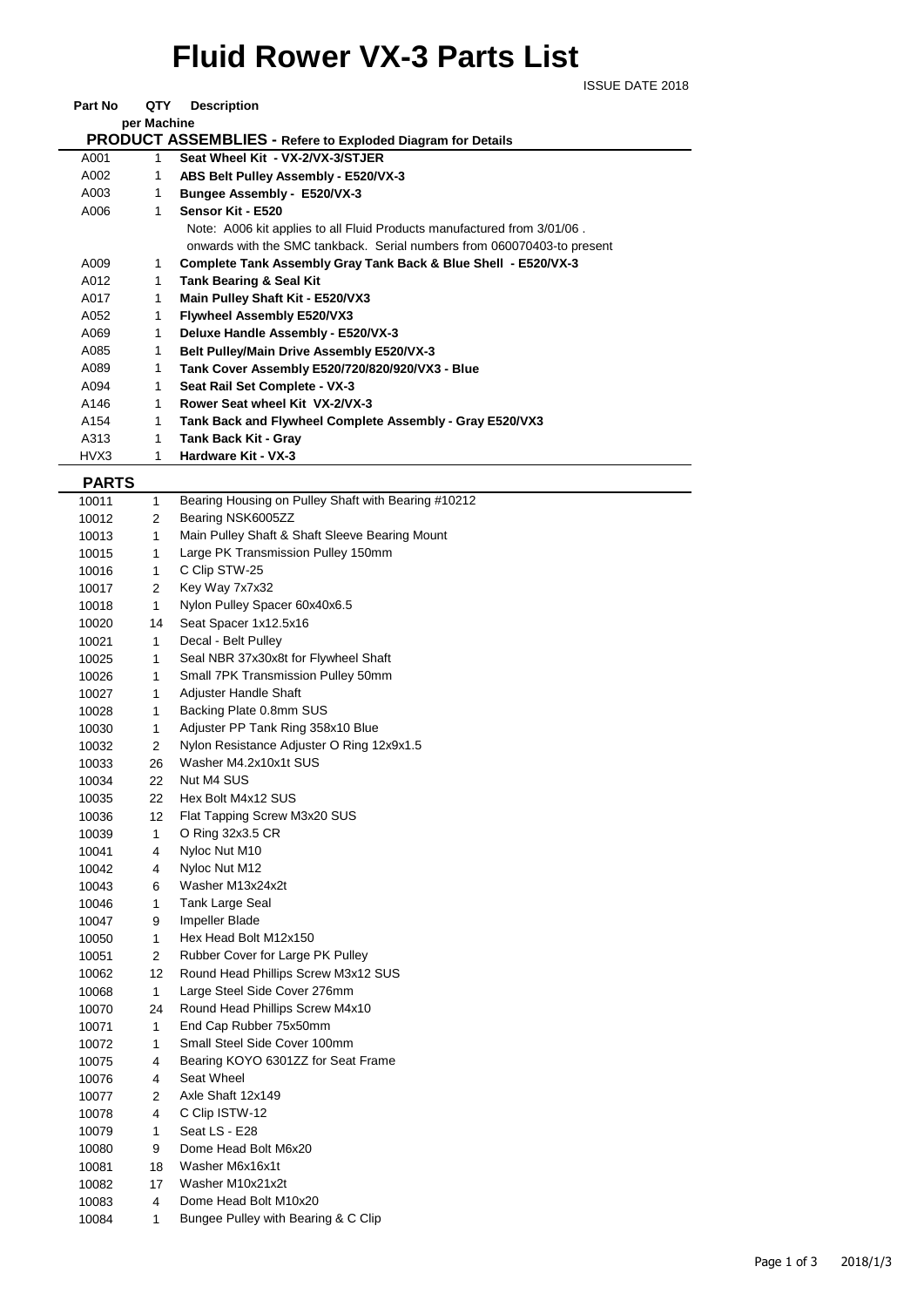# Fluid Rower VX-3 Parts List

ISSUE DATE 2018

| Part No | QTY per Machine | Description |
|---|---|---|
| **PRODUCT ASSEMBLIES - Refere to Exploded Diagram for Details** | | |
| A001 | 1 | **Seat Wheel Kit - VX-2/VX-3/STJER** |
| A002 | 1 | **ABS Belt Pulley Assembly - E520/VX-3** |
| A003 | 1 | **Bungee Assembly - E520/VX-3** |
| A006 | 1 | **Sensor Kit - E520** |
| | | Note: A006 kit applies to all Fluid Products manufactured from 3/01/06 . onwards with the SMC tankback. Serial numbers from 060070403-to present |
| A009 | 1 | **Complete Tank Assembly Gray Tank Back & Blue Shell - E520/VX-3** |
| A012 | 1 | **Tank Bearing & Seal Kit** |
| A017 | 1 | **Main Pulley Shaft Kit - E520/VX3** |
| A052 | 1 | **Flywheel Assembly E520/VX3** |
| A069 | 1 | **Deluxe Handle Assembly - E520/VX-3** |
| A085 | 1 | **Belt Pulley/Main Drive Assembly E520/VX-3** |
| A089 | 1 | **Tank Cover Assembly E520/720/820/920/VX3 - Blue** |
| A094 | 1 | **Seat Rail Set Complete - VX-3** |
| A146 | 1 | **Rower Seat wheel Kit VX-2/VX-3** |
| A154 | 1 | **Tank Back and Flywheel Complete Assembly - Gray E520/VX3** |
| A313 | 1 | **Tank Back Kit - Gray** |
| HVX3 | 1 | **Hardware Kit - VX-3** |

## PARTS

| Part No | QTY per Machine | Description |
|---|---|---|
| 10011 | 1 | Bearing Housing on Pulley Shaft with Bearing #10212 |
| 10012 | 2 | Bearing NSK6005ZZ |
| 10013 | 1 | Main Pulley Shaft & Shaft Sleeve Bearing Mount |
| 10015 | 1 | Large PK Transmission Pulley 150mm |
| 10016 | 1 | C Clip STW-25 |
| 10017 | 2 | Key Way 7x7x32 |
| 10018 | 1 | Nylon Pulley Spacer 60x40x6.5 |
| 10020 | 14 | Seat Spacer 1x12.5x16 |
| 10021 | 1 | Decal - Belt Pulley |
| 10025 | 1 | Seal NBR 37x30x8t for Flywheel Shaft |
| 10026 | 1 | Small 7PK Transmission Pulley 50mm |
| 10027 | 1 | Adjuster Handle Shaft |
| 10028 | 1 | Backing Plate 0.8mm SUS |
| 10030 | 1 | Adjuster PP Tank Ring 358x10 Blue |
| 10032 | 2 | Nylon Resistance Adjuster O Ring 12x9x1.5 |
| 10033 | 26 | Washer M4.2x10x1t SUS |
| 10034 | 22 | Nut M4 SUS |
| 10035 | 22 | Hex Bolt M4x12 SUS |
| 10036 | 12 | Flat Tapping Screw M3x20 SUS |
| 10039 | 1 | O Ring 32x3.5 CR |
| 10041 | 4 | Nyloc Nut M10 |
| 10042 | 4 | Nyloc Nut M12 |
| 10043 | 6 | Washer M13x24x2t |
| 10046 | 1 | Tank Large Seal |
| 10047 | 9 | Impeller Blade |
| 10050 | 1 | Hex Head Bolt M12x150 |
| 10051 | 2 | Rubber Cover for Large PK Pulley |
| 10062 | 12 | Round Head Phillips Screw M3x12 SUS |
| 10068 | 1 | Large Steel Side Cover 276mm |
| 10070 | 24 | Round Head Phillips Screw M4x10 |
| 10071 | 1 | End Cap Rubber 75x50mm |
| 10072 | 1 | Small Steel Side Cover 100mm |
| 10075 | 4 | Bearing KOYO 6301ZZ for Seat Frame |
| 10076 | 4 | Seat Wheel |
| 10077 | 2 | Axle Shaft 12x149 |
| 10078 | 4 | C Clip ISTW-12 |
| 10079 | 1 | Seat LS - E28 |
| 10080 | 9 | Dome Head Bolt M6x20 |
| 10081 | 18 | Washer M6x16x1t |
| 10082 | 17 | Washer M10x21x2t |
| 10083 | 4 | Dome Head Bolt M10x20 |
| 10084 | 1 | Bungee Pulley with Bearing & C Clip |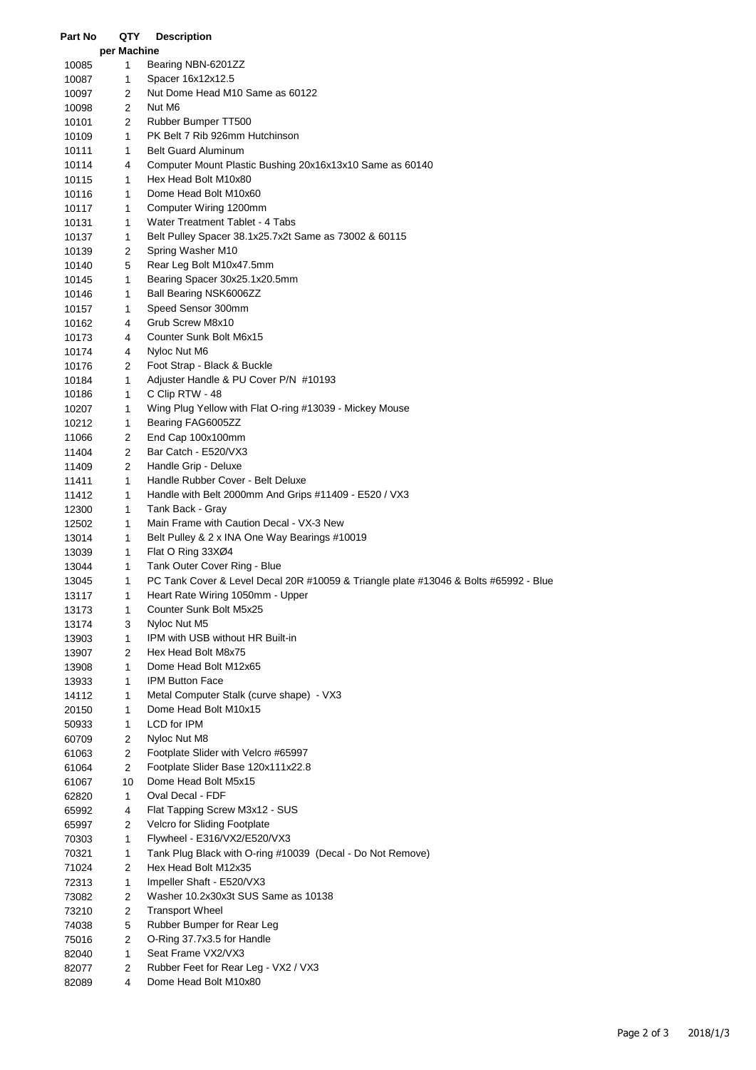| Part No | QTY per Machine | Description |
|---|---|---|
| 10085 | 1 | Bearing NBN-6201ZZ |
| 10087 | 1 | Spacer 16x12x12.5 |
| 10097 | 2 | Nut Dome Head M10 Same as 60122 |
| 10098 | 2 | Nut M6 |
| 10101 | 2 | Rubber Bumper TT500 |
| 10109 | 1 | PK Belt 7 Rib 926mm Hutchinson |
| 10111 | 1 | Belt Guard Aluminum |
| 10114 | 4 | Computer Mount Plastic Bushing 20x16x13x10 Same as 60140 |
| 10115 | 1 | Hex Head Bolt M10x80 |
| 10116 | 1 | Dome Head Bolt M10x60 |
| 10117 | 1 | Computer Wiring 1200mm |
| 10131 | 1 | Water Treatment Tablet - 4 Tabs |
| 10137 | 1 | Belt Pulley Spacer 38.1x25.7x2t Same as 73002 & 60115 |
| 10139 | 2 | Spring Washer M10 |
| 10140 | 5 | Rear Leg Bolt M10x47.5mm |
| 10145 | 1 | Bearing Spacer 30x25.1x20.5mm |
| 10146 | 1 | Ball Bearing NSK6006ZZ |
| 10157 | 1 | Speed Sensor 300mm |
| 10162 | 4 | Grub Screw M8x10 |
| 10173 | 4 | Counter Sunk Bolt M6x15 |
| 10174 | 4 | Nyloc Nut M6 |
| 10176 | 2 | Foot Strap - Black & Buckle |
| 10184 | 1 | Adjuster Handle & PU Cover P/N #10193 |
| 10186 | 1 | C Clip RTW - 48 |
| 10207 | 1 | Wing Plug Yellow with Flat O-ring #13039 - Mickey Mouse |
| 10212 | 1 | Bearing FAG6005ZZ |
| 11066 | 2 | End Cap 100x100mm |
| 11404 | 2 | Bar Catch - E520/VX3 |
| 11409 | 2 | Handle Grip - Deluxe |
| 11411 | 1 | Handle Rubber Cover - Belt Deluxe |
| 11412 | 1 | Handle with Belt 2000mm And Grips #11409 - E520 / VX3 |
| 12300 | 1 | Tank Back - Gray |
| 12502 | 1 | Main Frame with Caution Decal - VX-3 New |
| 13014 | 1 | Belt Pulley & 2 x INA One Way Bearings #10019 |
| 13039 | 1 | Flat O Ring 33XØ4 |
| 13044 | 1 | Tank Outer Cover Ring - Blue |
| 13045 | 1 | PC Tank Cover & Level Decal 20R #10059 & Triangle plate #13046 & Bolts #65992 - Blue |
| 13117 | 1 | Heart Rate Wiring 1050mm - Upper |
| 13173 | 1 | Counter Sunk Bolt M5x25 |
| 13174 | 3 | Nyloc Nut M5 |
| 13903 | 1 | IPM with USB without HR Built-in |
| 13907 | 2 | Hex Head Bolt M8x75 |
| 13908 | 1 | Dome Head Bolt M12x65 |
| 13933 | 1 | IPM Button Face |
| 14112 | 1 | Metal Computer Stalk (curve shape) - VX3 |
| 20150 | 1 | Dome Head Bolt M10x15 |
| 50933 | 1 | LCD for IPM |
| 60709 | 2 | Nyloc Nut M8 |
| 61063 | 2 | Footplate Slider with Velcro #65997 |
| 61064 | 2 | Footplate Slider Base 120x111x22.8 |
| 61067 | 10 | Dome Head Bolt M5x15 |
| 62820 | 1 | Oval Decal - FDF |
| 65992 | 4 | Flat Tapping Screw M3x12 - SUS |
| 65997 | 2 | Velcro for Sliding Footplate |
| 70303 | 1 | Flywheel - E316/VX2/E520/VX3 |
| 70321 | 1 | Tank Plug Black with O-ring #10039 (Decal - Do Not Remove) |
| 71024 | 2 | Hex Head Bolt M12x35 |
| 72313 | 1 | Impeller Shaft - E520/VX3 |
| 73082 | 2 | Washer 10.2x30x3t SUS Same as 10138 |
| 73210 | 2 | Transport Wheel |
| 74038 | 5 | Rubber Bumper for Rear Leg |
| 75016 | 2 | O-Ring 37.7x3.5 for Handle |
| 82040 | 1 | Seat Frame VX2/VX3 |
| 82077 | 2 | Rubber Feet for Rear Leg - VX2 / VX3 |
| 82089 | 4 | Dome Head Bolt M10x80 |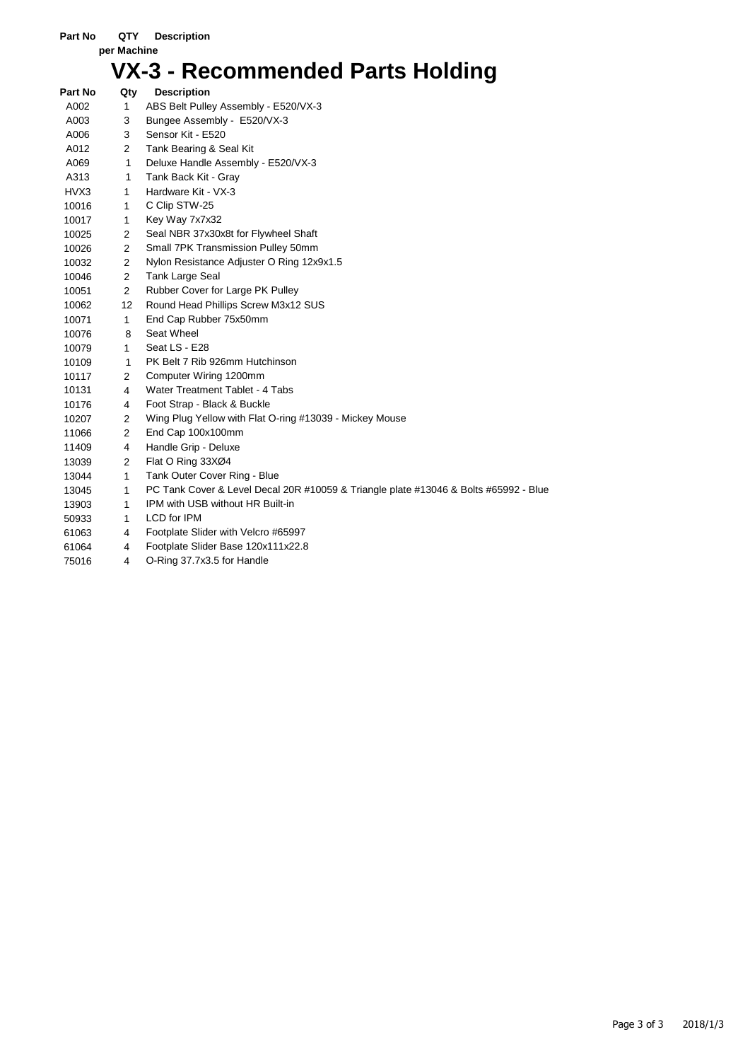**Part No QTY Description**
**per Machine**

# VX-3 - Recommended Parts Holding

| Part No | Qty | Description |
|---|---|---|
| A002 | 1 | ABS Belt Pulley Assembly - E520/VX-3 |
| A003 | 3 | Bungee Assembly - E520/VX-3 |
| A006 | 3 | Sensor Kit - E520 |
| A012 | 2 | Tank Bearing & Seal Kit |
| A069 | 1 | Deluxe Handle Assembly - E520/VX-3 |
| A313 | 1 | Tank Back Kit - Gray |
| HVX3 | 1 | Hardware Kit - VX-3 |
| 10016 | 1 | C Clip STW-25 |
| 10017 | 1 | Key Way 7x7x32 |
| 10025 | 2 | Seal NBR 37x30x8t for Flywheel Shaft |
| 10026 | 2 | Small 7PK Transmission Pulley 50mm |
| 10032 | 2 | Nylon Resistance Adjuster O Ring 12x9x1.5 |
| 10046 | 2 | Tank Large Seal |
| 10051 | 2 | Rubber Cover for Large PK Pulley |
| 10062 | 12 | Round Head Phillips Screw M3x12 SUS |
| 10071 | 1 | End Cap Rubber 75x50mm |
| 10076 | 8 | Seat Wheel |
| 10079 | 1 | Seat LS - E28 |
| 10109 | 1 | PK Belt 7 Rib 926mm Hutchinson |
| 10117 | 2 | Computer Wiring 1200mm |
| 10131 | 4 | Water Treatment Tablet - 4 Tabs |
| 10176 | 4 | Foot Strap - Black & Buckle |
| 10207 | 2 | Wing Plug Yellow with Flat O-ring #13039 - Mickey Mouse |
| 11066 | 2 | End Cap 100x100mm |
| 11409 | 4 | Handle Grip - Deluxe |
| 13039 | 2 | Flat O Ring 33XØ4 |
| 13044 | 1 | Tank Outer Cover Ring - Blue |
| 13045 | 1 | PC Tank Cover & Level Decal 20R #10059 & Triangle plate #13046 & Bolts #65992 - Blue |
| 13903 | 1 | IPM with USB without HR Built-in |
| 50933 | 1 | LCD for IPM |
| 61063 | 4 | Footplate Slider with Velcro #65997 |
| 61064 | 4 | Footplate Slider Base 120x111x22.8 |
| 75016 | 4 | O-Ring 37.7x3.5 for Handle |

2018/1/3